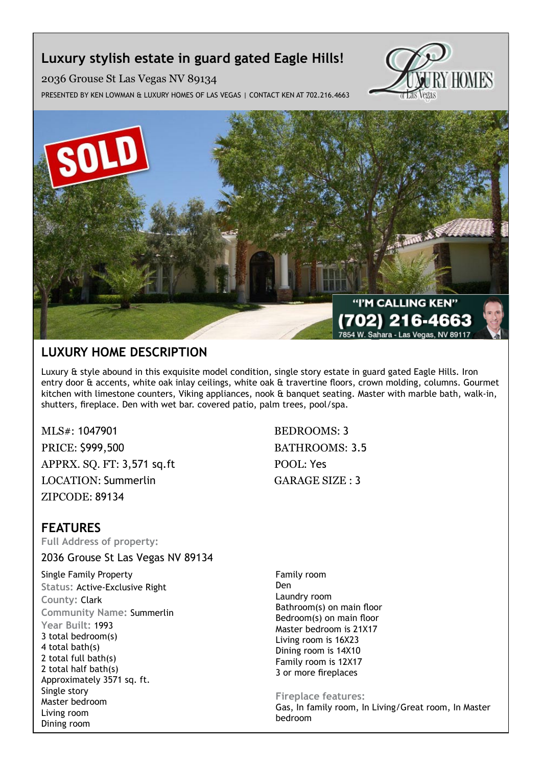# Luxury stylish estate in guard gated Eagle Hills!

2036 Grouse St Las Vegas NV 89134

PRESENTED BY KEN LOWMAN & LUXURY HOMES OF LAS VEGAS | CONTACT KEN AT 702.216.4663

## LUXURY HOME DESCRIPTION

Luxury & style abound in this exquisite model condition, single story estate in guard gated Eagle Hills. Iron entry door & accents, white oak inlay ceilings, white oak & travertine floors, crown molding, columns. Gourmet kitchen with limestone counters, Viking appliances, nook & banquet seating. Master with marble bath, walk-in, shutters, fireplace. Den with wet bar. covered patio, palm trees, pool/spa.

MLS#: 1047901
PRICE: $999,500
APPRX. SQ. FT: 3,571 sq.ft
LOCATION: Summerlin
ZIPCODE: 89134

BEDROOMS: 3
BATHROOMS: 3.5
POOL: Yes
GARAGE SIZE : 3

## FEATURES

**Full Address of property:**

2036 Grouse St Las Vegas NV 89134

Single Family Property
**Status:** Active-Exclusive Right
**County:** Clark
**Community Name:** Summerlin
**Year Built:** 1993
3 total bedroom(s)
4 total bath(s)
2 total full bath(s)
2 total half bath(s)
Approximately 3571 sq. ft.
Single story
Master bedroom
Living room
Dining room
Family room
Den
Laundry room
Bathroom(s) on main floor
Bedroom(s) on main floor
Master bedroom is 21X17
Living room is 16X23
Dining room is 14X10
Family room is 12X17
3 or more fireplaces

**Fireplace features:**
Gas, In family room, In Living/Great room, In Master bedroom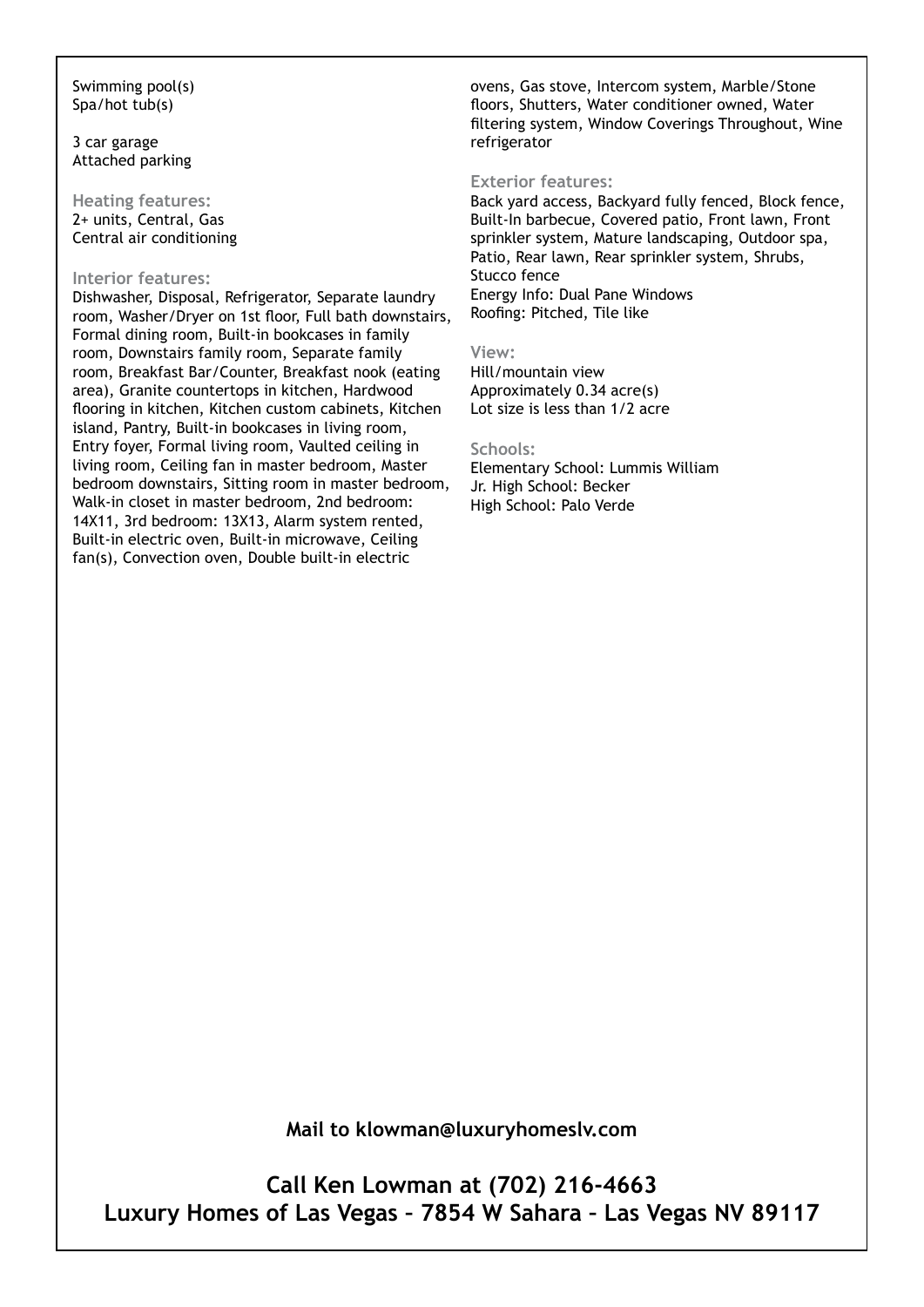Swimming pool(s)
Spa/hot tub(s)

3 car garage
Attached parking

**Heating features:**
2+ units, Central, Gas
Central air conditioning

**Interior features:**
Dishwasher, Disposal, Refrigerator, Separate laundry room, Washer/Dryer on 1st floor, Full bath downstairs, Formal dining room, Built-in bookcases in family room, Downstairs family room, Separate family room, Breakfast Bar/Counter, Breakfast nook (eating area), Granite countertops in kitchen, Hardwood flooring in kitchen, Kitchen custom cabinets, Kitchen island, Pantry, Built-in bookcases in living room, Entry foyer, Formal living room, Vaulted ceiling in living room, Ceiling fan in master bedroom, Master bedroom downstairs, Sitting room in master bedroom, Walk-in closet in master bedroom, 2nd bedroom: 14X11, 3rd bedroom: 13X13, Alarm system rented, Built-in electric oven, Built-in microwave, Ceiling fan(s), Convection oven, Double built-in electric ovens, Gas stove, Intercom system, Marble/Stone floors, Shutters, Water conditioner owned, Water filtering system, Window Coverings Throughout, Wine refrigerator

**Exterior features:**
Back yard access, Backyard fully fenced, Block fence, Built-In barbecue, Covered patio, Front lawn, Front sprinkler system, Mature landscaping, Outdoor spa, Patio, Rear lawn, Rear sprinkler system, Shrubs, Stucco fence
Energy Info: Dual Pane Windows
Roofing: Pitched, Tile like

**View:**
Hill/mountain view
Approximately 0.34 acre(s)
Lot size is less than 1/2 acre

**Schools:**
Elementary School: Lummis William
Jr. High School: Becker
High School: Palo Verde

**Mail to klowman@luxuryhomeslv.com**

**Call Ken Lowman at (702) 216-4663**
**Luxury Homes of Las Vegas – 7854 W Sahara – Las Vegas NV 89117**